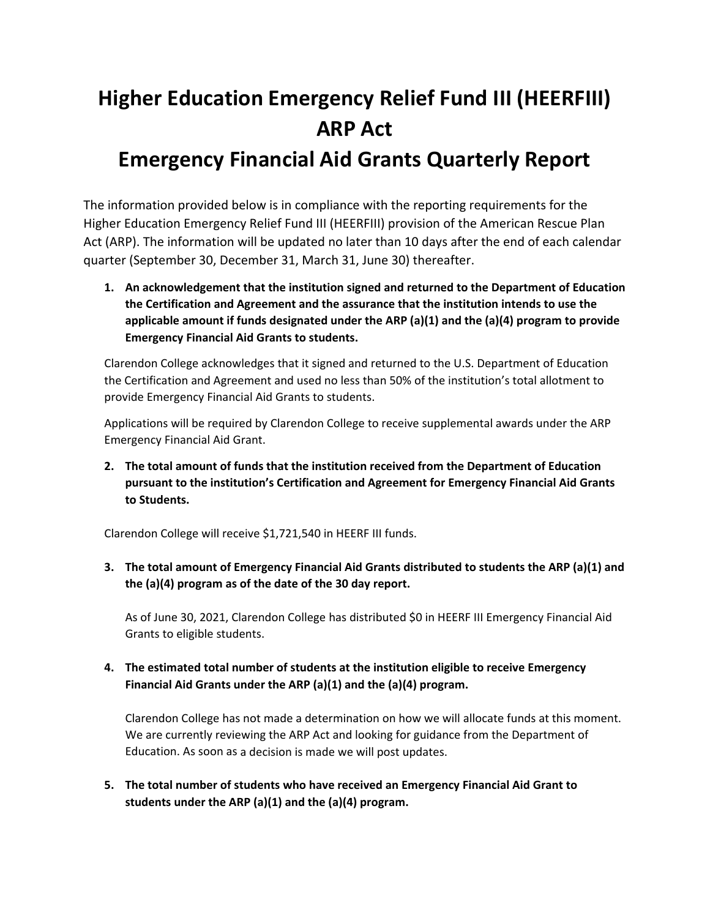# Higher Education Emergency Relief Fund III (HEERFIII) ARP Act

# Emergency Financial Aid Grants Quarterly Report

The information provided below is in compliance with the reporting requirements for the Higher Education Emergency Relief Fund III (HEERFIII) provision of the American Rescue Plan Act (ARP). The information will be updated no later than 10 days after the end of each calendar quarter (September 30, December 31, March 31, June 30) thereafter.

1. **An acknowledgement that the institution signed and returned to the Department of Education the Certification and Agreement and the assurance that the institution intends to use the applicable amount if funds designated under the ARP (a)(1) and the (a)(4) program to provide Emergency Financial Aid Grants to students.**

   Clarendon College acknowledges that it signed and returned to the U.S. Department of Education the Certification and Agreement and used no less than 50% of the institution's total allotment to provide Emergency Financial Aid Grants to students.

   Applications will be required by Clarendon College to receive supplemental awards under the ARP Emergency Financial Aid Grant.

2. **The total amount of funds that the institution received from the Department of Education pursuant to the institution's Certification and Agreement for Emergency Financial Aid Grants to Students.**

   Clarendon College will receive $1,721,540 in HEERF III funds.

3. **The total amount of Emergency Financial Aid Grants distributed to students the ARP (a)(1) and the (a)(4) program as of the date of the 30 day report.**

   As of June 30, 2021, Clarendon College has distributed $0 in HEERF III Emergency Financial Aid Grants to eligible students.

4. **The estimated total number of students at the institution eligible to receive Emergency Financial Aid Grants under the ARP (a)(1) and the (a)(4) program.**

   Clarendon College has not made a determination on how we will allocate funds at this moment. We are currently reviewing the ARP Act and looking for guidance from the Department of Education. As soon as a decision is made we will post updates.

5. **The total number of students who have received an Emergency Financial Aid Grant to students under the ARP (a)(1) and the (a)(4) program.**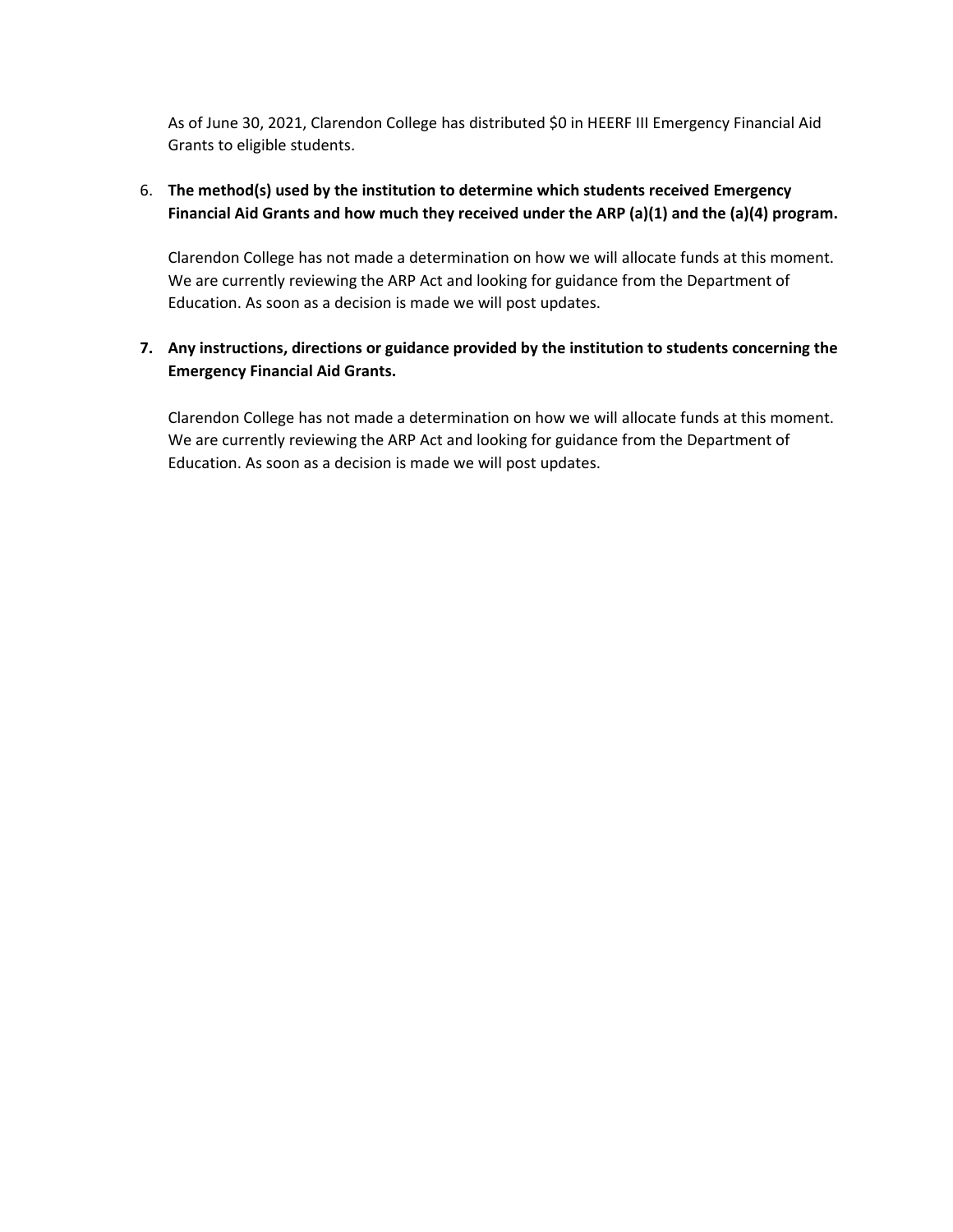As of June 30, 2021, Clarendon College has distributed $0 in HEERF III Emergency Financial Aid Grants to eligible students.

6. **The method(s) used by the institution to determine which students received Emergency Financial Aid Grants and how much they received under the ARP (a)(1) and the (a)(4) program.**

   Clarendon College has not made a determination on how we will allocate funds at this moment. We are currently reviewing the ARP Act and looking for guidance from the Department of Education. As soon as a decision is made we will post updates.

7. **Any instructions, directions or guidance provided by the institution to students concerning the Emergency Financial Aid Grants.**

   Clarendon College has not made a determination on how we will allocate funds at this moment. We are currently reviewing the ARP Act and looking for guidance from the Department of Education. As soon as a decision is made we will post updates.